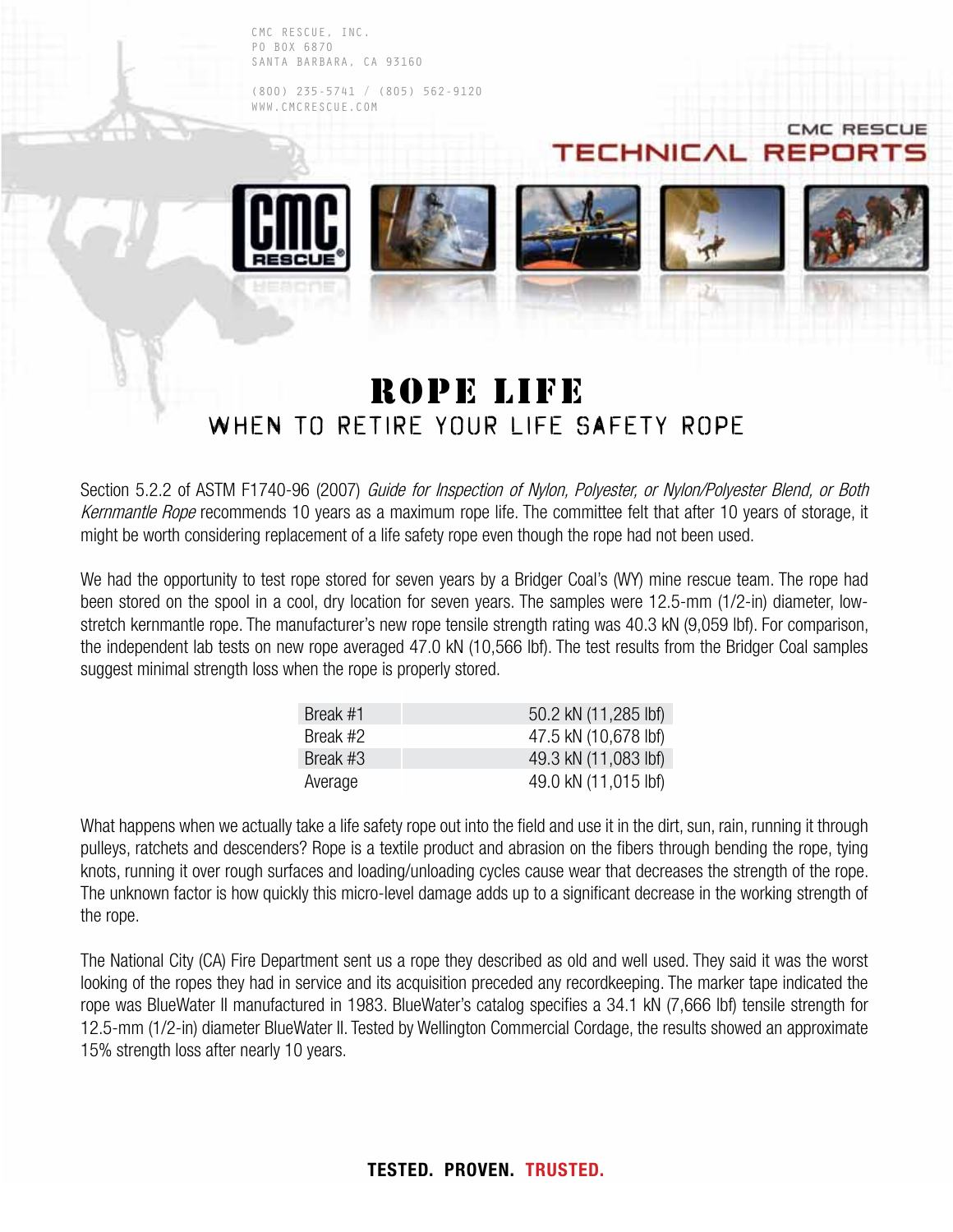CMC RESCUE, INC.
PO BOX 6870
SANTA BARBARA, CA 93160

(800) 235-5741 / (805) 562-9120
WWW.CMCRESCUE.COM

CMC RESCUE
TECHNICAL REPORTS

# ROPE LIFE

## WHEN TO RETIRE YOUR LIFE SAFETY ROPE

Section 5.2.2 of ASTM F1740-96 (2007) *Guide for Inspection of Nylon, Polyester, or Nylon/Polyester Blend, or Both Kernmantle Rope* recommends 10 years as a maximum rope life. The committee felt that after 10 years of storage, it might be worth considering replacement of a life safety rope even though the rope had not been used.

We had the opportunity to test rope stored for seven years by a Bridger Coal's (WY) mine rescue team. The rope had been stored on the spool in a cool, dry location for seven years. The samples were 12.5-mm (1/2-in) diameter, low-stretch kernmantle rope. The manufacturer's new rope tensile strength rating was 40.3 kN (9,059 lbf). For comparison, the independent lab tests on new rope averaged 47.0 kN (10,566 lbf). The test results from the Bridger Coal samples suggest minimal strength loss when the rope is properly stored.

| | |
|---|---|
| Break #1 | 50.2 kN (11,285 lbf) |
| Break #2 | 47.5 kN (10,678 lbf) |
| Break #3 | 49.3 kN (11,083 lbf) |
| Average | 49.0 kN (11,015 lbf) |

What happens when we actually take a life safety rope out into the field and use it in the dirt, sun, rain, running it through pulleys, ratchets and descenders? Rope is a textile product and abrasion on the fibers through bending the rope, tying knots, running it over rough surfaces and loading/unloading cycles cause wear that decreases the strength of the rope. The unknown factor is how quickly this micro-level damage adds up to a significant decrease in the working strength of the rope.

The National City (CA) Fire Department sent us a rope they described as old and well used. They said it was the worst looking of the ropes they had in service and its acquisition preceded any recordkeeping. The marker tape indicated the rope was BlueWater II manufactured in 1983. BlueWater's catalog specifies a 34.1 kN (7,666 lbf) tensile strength for 12.5-mm (1/2-in) diameter BlueWater II. Tested by Wellington Commercial Cordage, the results showed an approximate 15% strength loss after nearly 10 years.

**TESTED. PROVEN. TRUSTED.**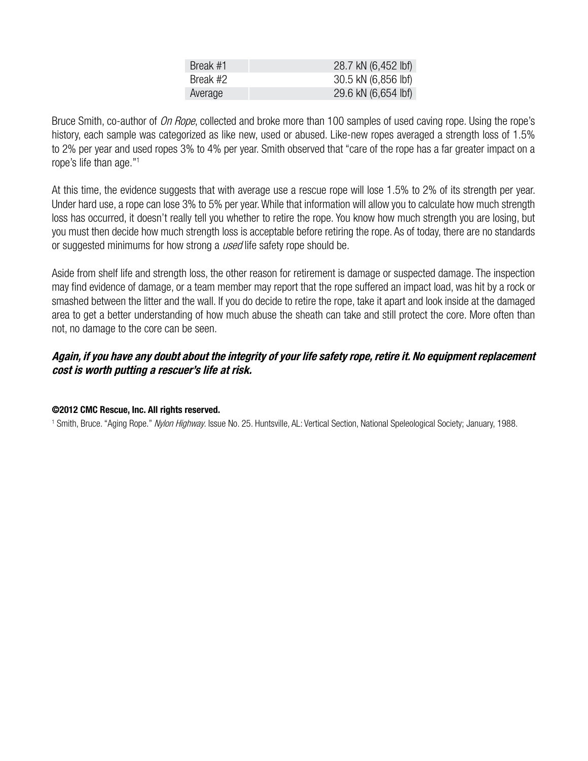| | |
|---|---|
| Break #1 | 28.7 kN (6,452 lbf) |
| Break #2 | 30.5 kN (6,856 lbf) |
| Average | 29.6 kN (6,654 lbf) |

Bruce Smith, co-author of *On Rope*, collected and broke more than 100 samples of used caving rope. Using the rope's history, each sample was categorized as like new, used or abused. Like-new ropes averaged a strength loss of 1.5% to 2% per year and used ropes 3% to 4% per year. Smith observed that "care of the rope has a far greater impact on a rope's life than age."[1]

At this time, the evidence suggests that with average use a rescue rope will lose 1.5% to 2% of its strength per year. Under hard use, a rope can lose 3% to 5% per year. While that information will allow you to calculate how much strength loss has occurred, it doesn't really tell you whether to retire the rope. You know how much strength you are losing, but you must then decide how much strength loss is acceptable before retiring the rope. As of today, there are no standards or suggested minimums for how strong a *used* life safety rope should be.

Aside from shelf life and strength loss, the other reason for retirement is damage or suspected damage. The inspection may find evidence of damage, or a team member may report that the rope suffered an impact load, was hit by a rock or smashed between the litter and the wall. If you do decide to retire the rope, take it apart and look inside at the damaged area to get a better understanding of how much abuse the sheath can take and still protect the core. More often than not, no damage to the core can be seen.

***Again, if you have any doubt about the integrity of your life safety rope, retire it. No equipment replacement cost is worth putting a rescuer's life at risk.***

**©2012 CMC Rescue, Inc. All rights reserved.**

[1] Smith, Bruce. "Aging Rope." *Nylon Highway*. Issue No. 25. Huntsville, AL: Vertical Section, National Speleological Society; January, 1988.